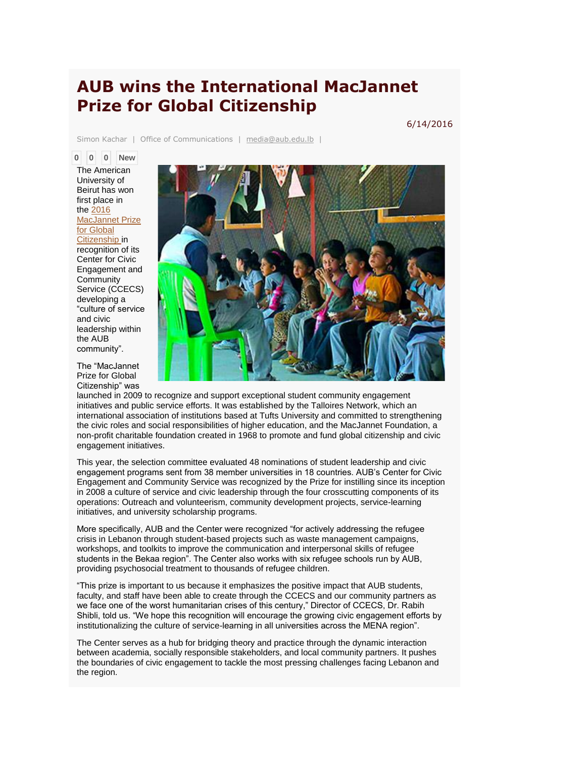# AUB wins the International MacJannet Prize for Global Citizenship

6/14/2016

Simon Kachar | Office of Communications | media@aub.edu.lb |

0 0 0 New

The American University of Beirut has won first place in the 2016 MacJannet Prize for Global Citizenship in recognition of its Center for Civic Engagement and Community Service (CCECS) developing a "culture of service and civic leadership within the AUB community".

The "MacJannet Prize for Global Citizenship" was launched in 2009 to recognize and support exceptional student community engagement initiatives and public service efforts. It was established by the Talloires Network, which an international association of institutions based at Tufts University and committed to strengthening the civic roles and social responsibilities of higher education, and the MacJannet Foundation, a non-profit charitable foundation created in 1968 to promote and fund global citizenship and civic engagement initiatives.

This year, the selection committee evaluated 48 nominations of student leadership and civic engagement programs sent from 38 member universities in 18 countries. AUB's Center for Civic Engagement and Community Service was recognized by the Prize for instilling since its inception in 2008 a culture of service and civic leadership through the four crosscutting components of its operations: Outreach and volunteerism, community development projects, service-learning initiatives, and university scholarship programs.

More specifically, AUB and the Center were recognized "for actively addressing the refugee crisis in Lebanon through student-based projects such as waste management campaigns, workshops, and toolkits to improve the communication and interpersonal skills of refugee students in the Bekaa region". The Center also works with six refugee schools run by AUB, providing psychosocial treatment to thousands of refugee children.

"This prize is important to us because it emphasizes the positive impact that AUB students, faculty, and staff have been able to create through the CCECS and our community partners as we face one of the worst humanitarian crises of this century," Director of CCECS, Dr. Rabih Shibli, told us. "We hope this recognition will encourage the growing civic engagement efforts by institutionalizing the culture of service-learning in all universities across the MENA region".

The Center serves as a hub for bridging theory and practice through the dynamic interaction between academia, socially responsible stakeholders, and local community partners. It pushes the boundaries of civic engagement to tackle the most pressing challenges facing Lebanon and the region.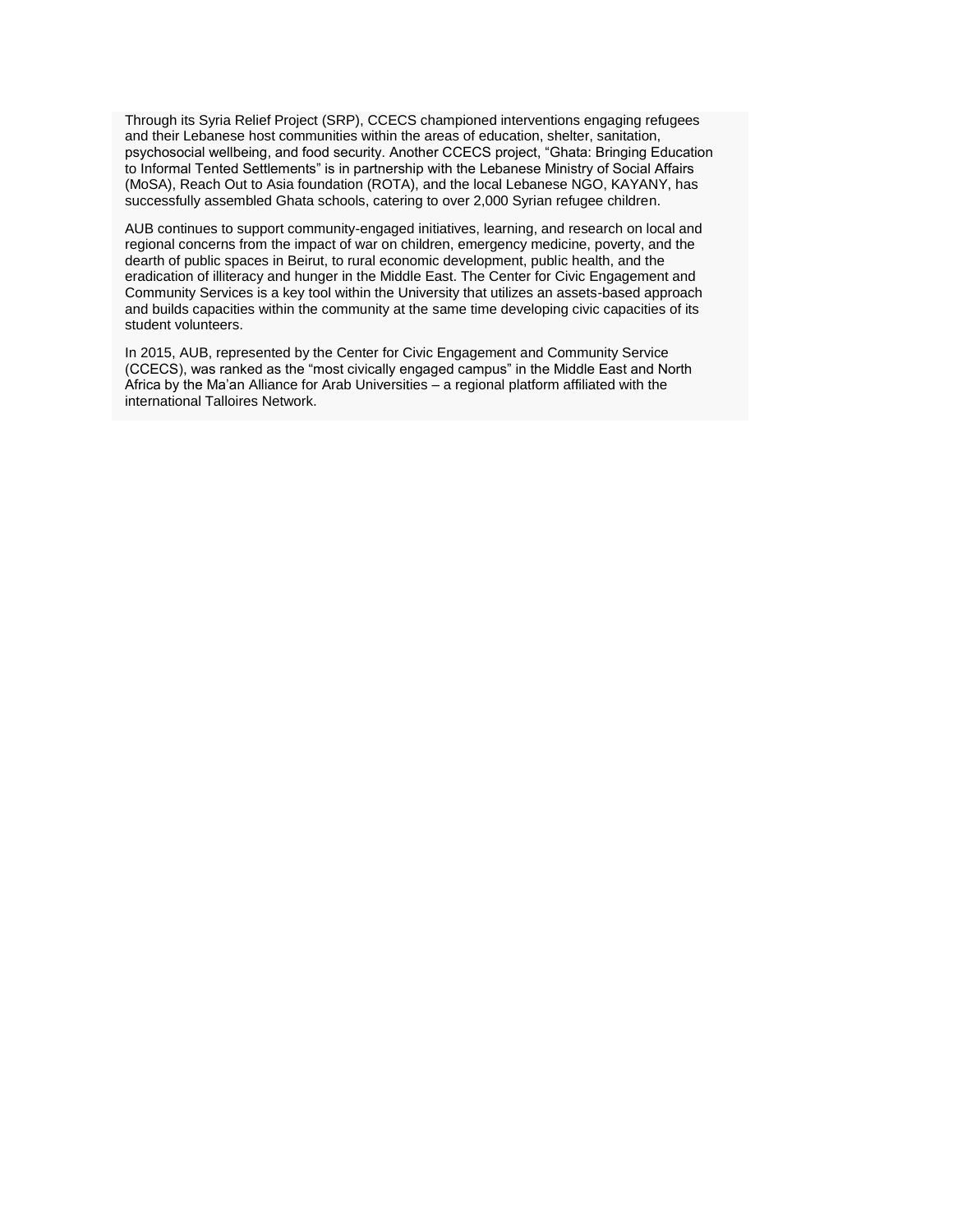Through its Syria Relief Project (SRP), CCECS championed interventions engaging refugees and their Lebanese host communities within the areas of education, shelter, sanitation, psychosocial wellbeing, and food security. Another CCECS project, "Ghata: Bringing Education to Informal Tented Settlements" is in partnership with the Lebanese Ministry of Social Affairs (MoSA), Reach Out to Asia foundation (ROTA), and the local Lebanese NGO, KAYANY, has successfully assembled Ghata schools, catering to over 2,000 Syrian refugee children.

AUB continues to support community-engaged initiatives, learning, and research on local and regional concerns from the impact of war on children, emergency medicine, poverty, and the dearth of public spaces in Beirut, to rural economic development, public health, and the eradication of illiteracy and hunger in the Middle East. The Center for Civic Engagement and Community Services is a key tool within the University that utilizes an assets-based approach and builds capacities within the community at the same time developing civic capacities of its student volunteers.

In 2015, AUB, represented by the Center for Civic Engagement and Community Service (CCECS), was ranked as the "most civically engaged campus" in the Middle East and North Africa by the Ma'an Alliance for Arab Universities – a regional platform affiliated with the international Talloires Network.